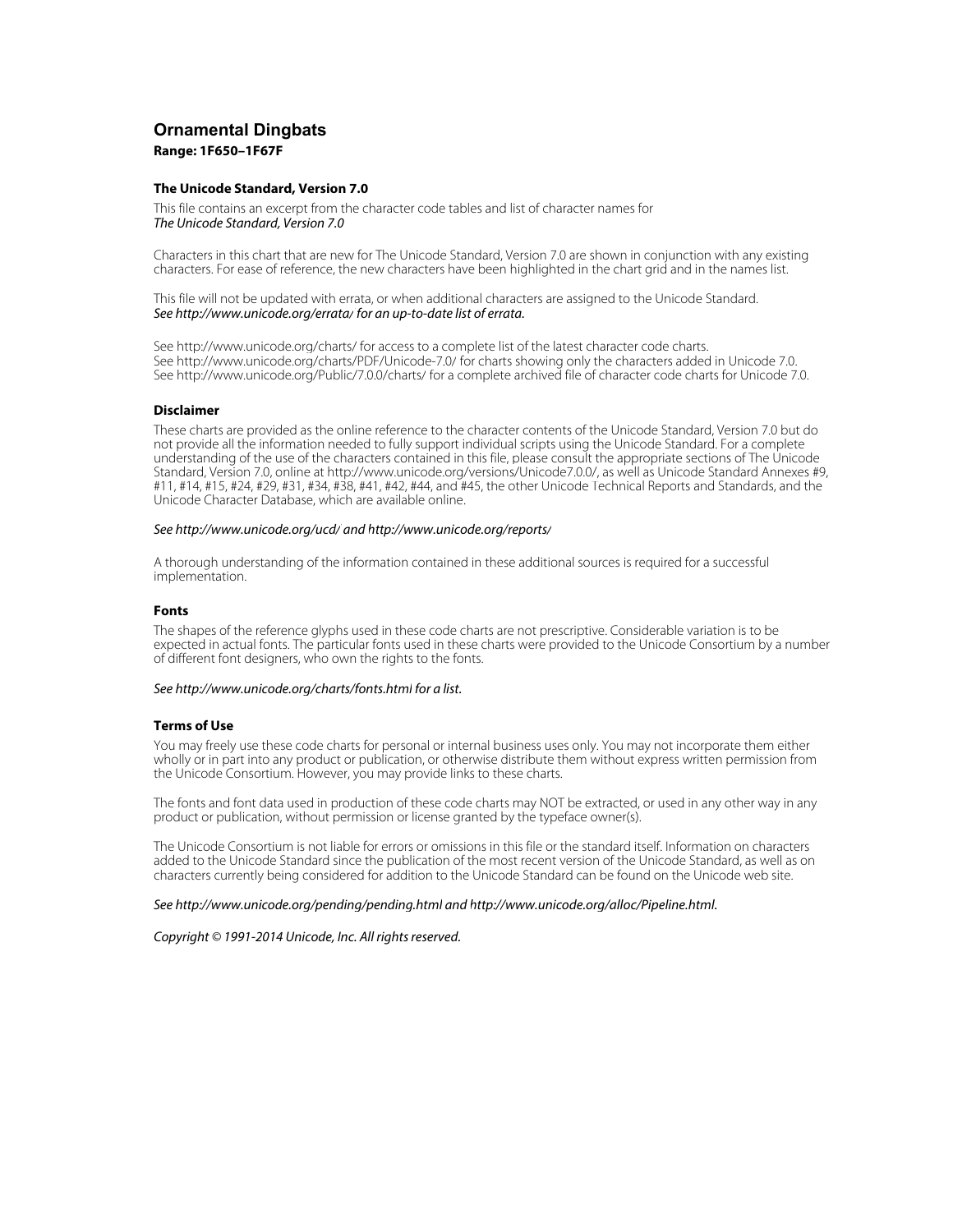# Ornamental Dingbats

**Range: 1F650–1F67F**

### The Unicode Standard, Version 7.0

This file contains an excerpt from the character code tables and list of character names for
*The Unicode Standard, Version 7.0*

Characters in this chart that are new for The Unicode Standard, Version 7.0 are shown in conjunction with any existing characters. For ease of reference, the new characters have been highlighted in the chart grid and in the names list.

This file will not be updated with errata, or when additional characters are assigned to the Unicode Standard.
*See http://www.unicode.org/errata/ for an up-to-date list of errata.*

See http://www.unicode.org/charts/ for access to a complete list of the latest character code charts.
See http://www.unicode.org/charts/PDF/Unicode-7.0/ for charts showing only the characters added in Unicode 7.0.
See http://www.unicode.org/Public/7.0.0/charts/ for a complete archived file of character code charts for Unicode 7.0.

### Disclaimer

These charts are provided as the online reference to the character contents of the Unicode Standard, Version 7.0 but do not provide all the information needed to fully support individual scripts using the Unicode Standard. For a complete understanding of the use of the characters contained in this file, please consult the appropriate sections of The Unicode Standard, Version 7.0, online at http://www.unicode.org/versions/Unicode7.0.0/, as well as Unicode Standard Annexes #9, #11, #14, #15, #24, #29, #31, #34, #38, #41, #42, #44, and #45, the other Unicode Technical Reports and Standards, and the Unicode Character Database, which are available online.

*See http://www.unicode.org/ucd/ and http://www.unicode.org/reports/*

A thorough understanding of the information contained in these additional sources is required for a successful implementation.

### Fonts

The shapes of the reference glyphs used in these code charts are not prescriptive. Considerable variation is to be expected in actual fonts. The particular fonts used in these charts were provided to the Unicode Consortium by a number of different font designers, who own the rights to the fonts.

*See http://www.unicode.org/charts/fonts.html for a list.*

### Terms of Use

You may freely use these code charts for personal or internal business uses only. You may not incorporate them either wholly or in part into any product or publication, or otherwise distribute them without express written permission from the Unicode Consortium. However, you may provide links to these charts.

The fonts and font data used in production of these code charts may NOT be extracted, or used in any other way in any product or publication, without permission or license granted by the typeface owner(s).

The Unicode Consortium is not liable for errors or omissions in this file or the standard itself. Information on characters added to the Unicode Standard since the publication of the most recent version of the Unicode Standard, as well as on characters currently being considered for addition to the Unicode Standard can be found on the Unicode web site.

*See http://www.unicode.org/pending/pending.html and http://www.unicode.org/alloc/Pipeline.html.*

*Copyright © 1991-2014 Unicode, Inc. All rights reserved.*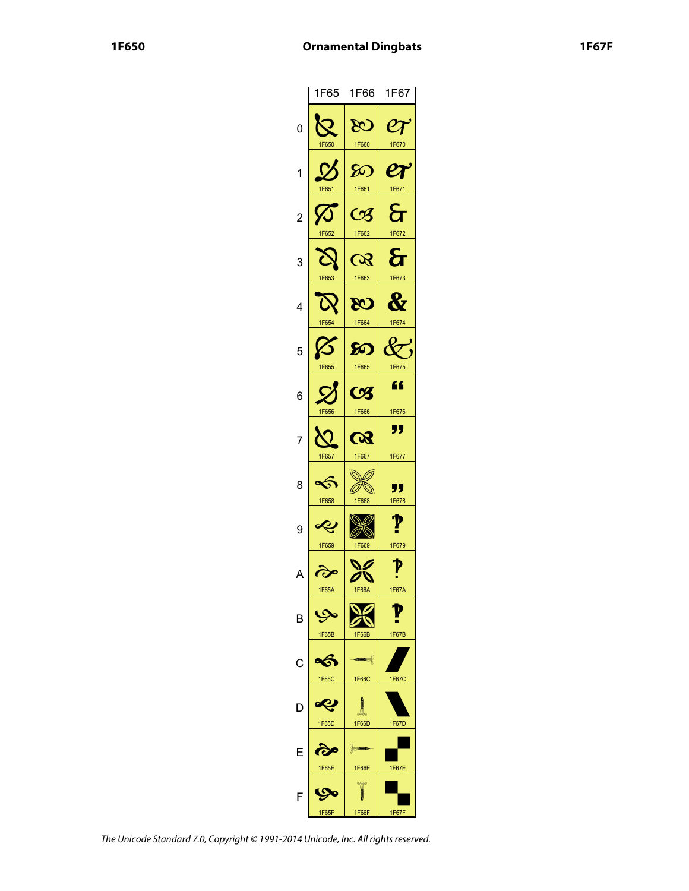| | 1F65 | 1F66 | 1F67 |
|---|---|---|---|
| 0 | 1F650 | 1F660 | 1F670 |
| 1 | 1F651 | 1F661 | 1F671 |
| 2 | 1F652 | 1F662 | 1F672 |
| 3 | 1F653 | 1F663 | 1F673 |
| 4 | 1F654 | 1F664 | 1F674 |
| 5 | 1F655 | 1F665 | 1F675 |
| 6 | 1F656 | 1F666 | 1F676 |
| 7 | 1F657 | 1F667 | 1F677 |
| 8 | 1F658 | 1F668 | 1F678 |
| 9 | 1F659 | 1F669 | 1F679 |
| A | 1F65A | 1F66A | 1F67A |
| B | 1F65B | 1F66B | 1F67B |
| C | 1F65C | 1F66C | 1F67C |
| D | 1F65D | 1F66D | 1F67D |
| E | 1F65E | 1F66E | 1F67E |
| F | 1F65F | 1F66F | 1F67F |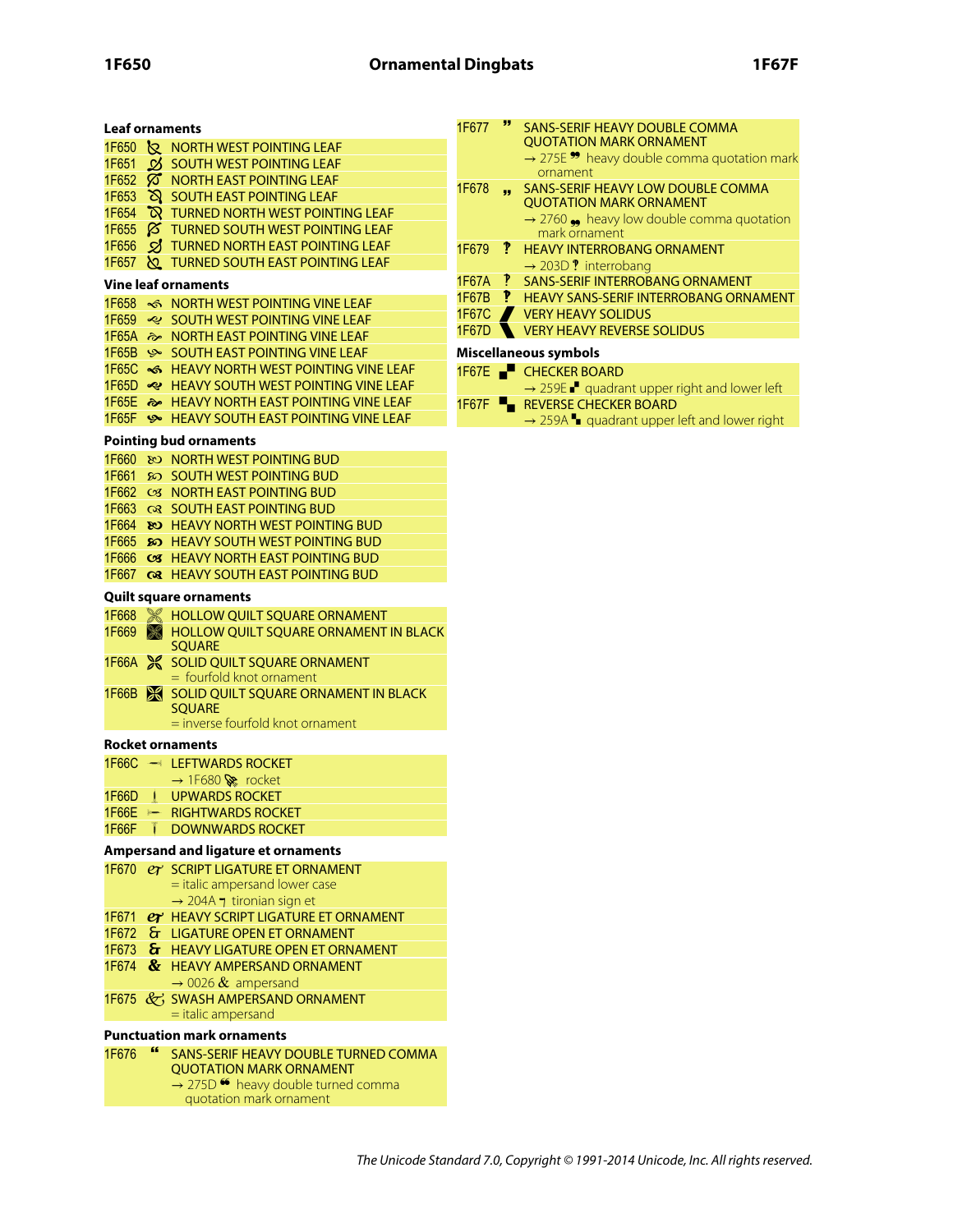### Leaf ornaments

1F650 🙐 NORTH WEST POINTING LEAF
1F651 🙑 SOUTH WEST POINTING LEAF
1F652 🙒 NORTH EAST POINTING LEAF
1F653 🙓 SOUTH EAST POINTING LEAF
1F654 🙔 TURNED NORTH WEST POINTING LEAF
1F655 🙕 TURNED SOUTH WEST POINTING LEAF
1F656 🙖 TURNED NORTH EAST POINTING LEAF
1F657 🙗 TURNED SOUTH EAST POINTING LEAF

### Vine leaf ornaments

1F658 🙘 NORTH WEST POINTING VINE LEAF
1F659 🙙 SOUTH WEST POINTING VINE LEAF
1F65A 🙚 NORTH EAST POINTING VINE LEAF
1F65B 🙛 SOUTH EAST POINTING VINE LEAF
1F65C 🙜 HEAVY NORTH WEST POINTING VINE LEAF
1F65D 🙝 HEAVY SOUTH WEST POINTING VINE LEAF
1F65E 🙞 HEAVY NORTH EAST POINTING VINE LEAF
1F65F 🙟 HEAVY SOUTH EAST POINTING VINE LEAF

### Pointing bud ornaments

1F660 🙠 NORTH WEST POINTING BUD
1F661 🙡 SOUTH WEST POINTING BUD
1F662 🙢 NORTH EAST POINTING BUD
1F663 🙣 SOUTH EAST POINTING BUD
1F664 🙤 HEAVY NORTH WEST POINTING BUD
1F665 🙥 HEAVY SOUTH WEST POINTING BUD
1F666 🙦 HEAVY NORTH EAST POINTING BUD
1F667 🙧 HEAVY SOUTH EAST POINTING BUD

### Quilt square ornaments

1F668 🙨 HOLLOW QUILT SQUARE ORNAMENT
1F669 🙩 HOLLOW QUILT SQUARE ORNAMENT IN BLACK SQUARE
1F66A 🙪 SOLID QUILT SQUARE ORNAMENT
= fourfold knot ornament
1F66B 🙫 SOLID QUILT SQUARE ORNAMENT IN BLACK SQUARE
= inverse fourfold knot ornament

### Rocket ornaments

1F66C 🙬 LEFTWARDS ROCKET
→ 1F680 🚀 rocket
1F66D 🙭 UPWARDS ROCKET
1F66E 🙮 RIGHTWARDS ROCKET
1F66F 🙯 DOWNWARDS ROCKET

### Ampersand and ligature et ornaments

1F670 🙰 SCRIPT LIGATURE ET ORNAMENT
= italic ampersand lower case
→ 204A ⁊ tironian sign et
1F671 🙱 HEAVY SCRIPT LIGATURE ET ORNAMENT
1F672 🙲 LIGATURE OPEN ET ORNAMENT
1F673 🙳 HEAVY LIGATURE OPEN ET ORNAMENT
1F674 🙴 HEAVY AMPERSAND ORNAMENT
→ 0026 & ampersand
1F675 🙵 SWASH AMPERSAND ORNAMENT
= italic ampersand

### Punctuation mark ornaments

1F676 🙶 SANS-SERIF HEAVY DOUBLE TURNED COMMA QUOTATION MARK ORNAMENT
→ 275D ❝ heavy double turned comma quotation mark ornament
1F677 🙷 SANS-SERIF HEAVY DOUBLE COMMA QUOTATION MARK ORNAMENT
→ 275E ❞ heavy double comma quotation mark ornament
1F678 🙸 SANS-SERIF HEAVY LOW DOUBLE COMMA QUOTATION MARK ORNAMENT
→ 2760 ❠ heavy low double comma quotation mark ornament
1F679 🙹 HEAVY INTERROBANG ORNAMENT
→ 203D ‽ interrobang
1F67A 🙺 SANS-SERIF INTERROBANG ORNAMENT
1F67B 🙻 HEAVY SANS-SERIF INTERROBANG ORNAMENT
1F67C 🙼 VERY HEAVY SOLIDUS
1F67D 🙽 VERY HEAVY REVERSE SOLIDUS

### Miscellaneous symbols

1F67E 🙾 CHECKER BOARD
→ 259E ▞ quadrant upper right and lower left
1F67F 🙿 REVERSE CHECKER BOARD
→ 259A ▚ quadrant upper left and lower right